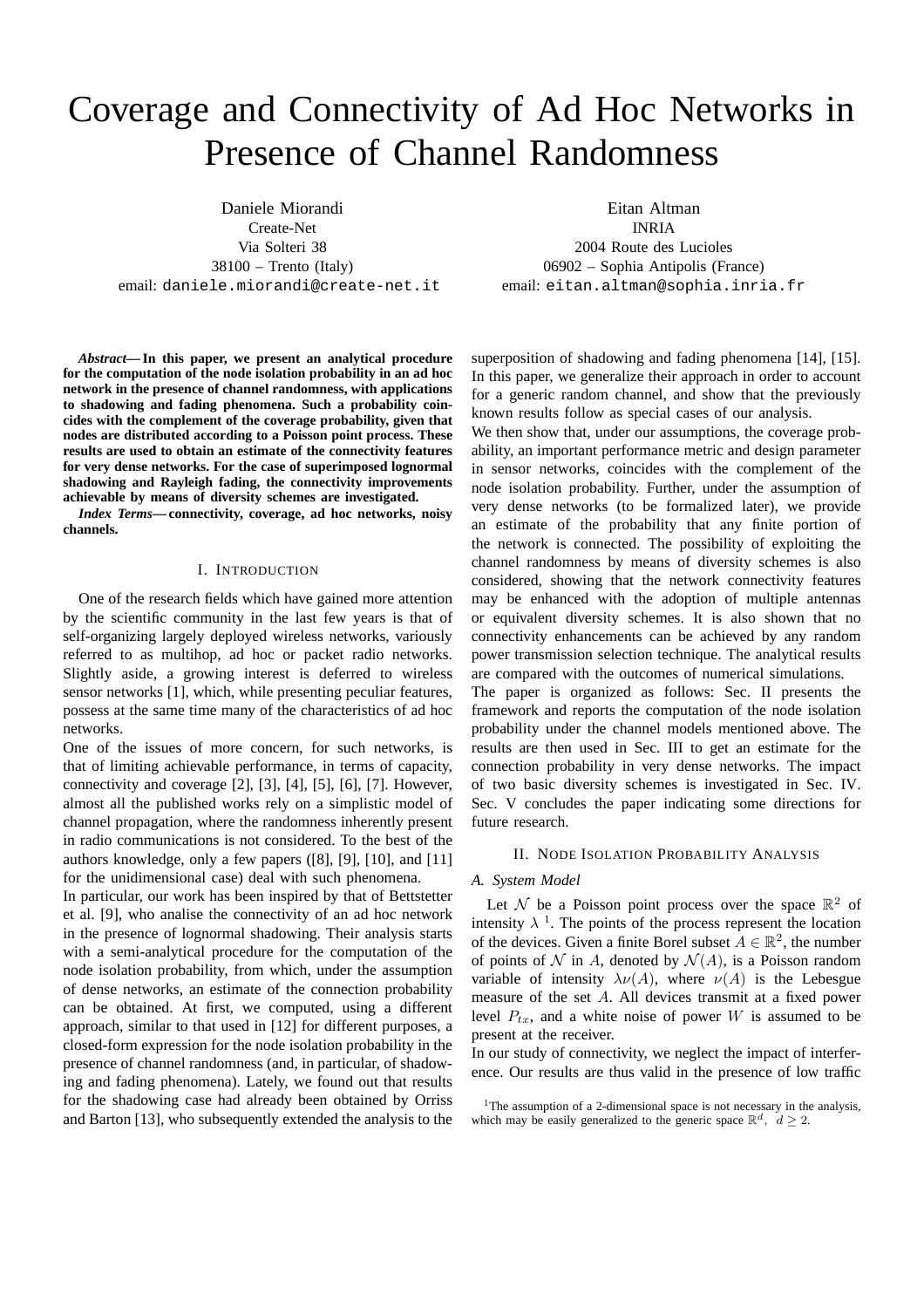# Coverage and Connectivity of Ad Hoc Networks in Presence of Channel Randomness

Daniele Miorandi
Create-Net
Via Solteri 38
38100 – Trento (Italy)
email: daniele.miorandi@create-net.it

Eitan Altman
INRIA
2004 Route des Lucioles
06902 – Sophia Antipolis (France)
email: eitan.altman@sophia.inria.fr

***Abstract*— In this paper, we present an analytical procedure for the computation of the node isolation probability in an ad hoc network in the presence of channel randomness, with applications to shadowing and fading phenomena. Such a probability coincides with the complement of the coverage probability, given that nodes are distributed according to a Poisson point process. These results are used to obtain an estimate of the connectivity features for very dense networks. For the case of superimposed lognormal shadowing and Rayleigh fading, the connectivity improvements achievable by means of diversity schemes are investigated.**

***Index Terms*— connectivity, coverage, ad hoc networks, noisy channels.**

## I. Introduction

One of the research fields which have gained more attention by the scientific community in the last few years is that of self-organizing largely deployed wireless networks, variously referred to as multihop, ad hoc or packet radio networks. Slightly aside, a growing interest is deferred to wireless sensor networks [1], which, while presenting peculiar features, possess at the same time many of the characteristics of ad hoc networks.

One of the issues of more concern, for such networks, is that of limiting achievable performance, in terms of capacity, connectivity and coverage [2], [3], [4], [5], [6], [7]. However, almost all the published works rely on a simplistic model of channel propagation, where the randomness inherently present in radio communications is not considered. To the best of the authors knowledge, only a few papers ([8], [9], [10], and [11] for the unidimensional case) deal with such phenomena.

In particular, our work has been inspired by that of Bettstetter et al. [9], who analise the connectivity of an ad hoc network in the presence of lognormal shadowing. Their analysis starts with a semi-analytical procedure for the computation of the node isolation probability, from which, under the assumption of dense networks, an estimate of the connection probability can be obtained. At first, we computed, using a different approach, similar to that used in [12] for different purposes, a closed-form expression for the node isolation probability in the presence of channel randomness (and, in particular, of shadowing and fading phenomena). Lately, we found out that results for the shadowing case had already been obtained by Orriss and Barton [13], who subsequently extended the analysis to the superposition of shadowing and fading phenomena [14], [15]. In this paper, we generalize their approach in order to account for a generic random channel, and show that the previously known results follow as special cases of our analysis.

We then show that, under our assumptions, the coverage probability, an important performance metric and design parameter in sensor networks, coincides with the complement of the node isolation probability. Further, under the assumption of very dense networks (to be formalized later), we provide an estimate of the probability that any finite portion of the network is connected. The possibility of exploiting the channel randomness by means of diversity schemes is also considered, showing that the network connectivity features may be enhanced with the adoption of multiple antennas or equivalent diversity schemes. It is also shown that no connectivity enhancements can be achieved by any random power transmission selection technique. The analytical results are compared with the outcomes of numerical simulations.

The paper is organized as follows: Sec. II presents the framework and reports the computation of the node isolation probability under the channel models mentioned above. The results are then used in Sec. III to get an estimate for the connection probability in very dense networks. The impact of two basic diversity schemes is investigated in Sec. IV. Sec. V concludes the paper indicating some directions for future research.

## II. Node Isolation Probability Analysis

### A. System Model

Let $\mathcal{N}$ be a Poisson point process over the space $\mathbb{R}^2$ of intensity $\lambda$ [1]. The points of the process represent the location of the devices. Given a finite Borel subset $A \in \mathbb{R}^2$, the number of points of $\mathcal{N}$ in $A$, denoted by $\mathcal{N}(A)$, is a Poisson random variable of intensity $\lambda\nu(A)$, where $\nu(A)$ is the Lebesgue measure of the set $A$. All devices transmit at a fixed power level $P_{tx}$, and a white noise of power $W$ is assumed to be present at the receiver.

In our study of connectivity, we neglect the impact of interference. Our results are thus valid in the presence of low traffic

[1] The assumption of a 2-dimensional space is not necessary in the analysis, which may be easily generalized to the generic space $\mathbb{R}^d,\ d \geq 2$.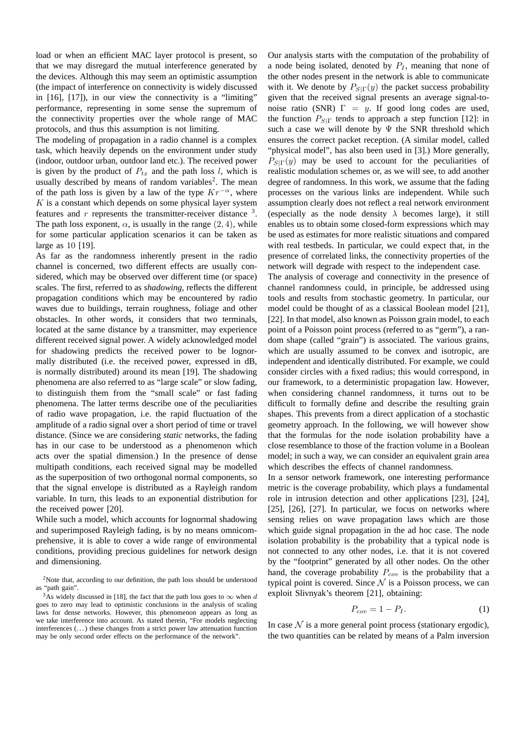load or when an efficient MAC layer protocol is present, so that we may disregard the mutual interference generated by the devices. Although this may seem an optimistic assumption (the impact of interference on connectivity is widely discussed in [16], [17]), in our view the connectivity is a "limiting" performance, representing in some sense the supremum of the connectivity properties over the whole range of MAC protocols, and thus this assumption is not limiting.

The modeling of propagation in a radio channel is a complex task, which heavily depends on the environment under study (indoor, outdoor urban, outdoor land etc.). The received power is given by the product of $P_{tx}$ and the path loss $l$, which is usually described by means of random variables[2]. The mean of the path loss is given by a law of the type $Kr^{-\alpha}$, where $K$ is a constant which depends on some physical layer system features and $r$ represents the transmitter-receiver distance [3]. The path loss exponent, $\alpha$, is usually in the range $(2, 4)$, while for some particular application scenarios it can be taken as large as $10$ [19].

As far as the randomness inherently present in the radio channel is concerned, two different effects are usually considered, which may be observed over different time (or space) scales. The first, referred to as *shadowing*, reflects the different propagation conditions which may be encountered by radio waves due to buildings, terrain roughness, foliage and other obstacles. In other words, it considers that two terminals, located at the same distance by a transmitter, may experience different received signal power. A widely acknowledged model for shadowing predicts the received power to be lognormally distributed (i.e. the received power, expressed in dB, is normally distributed) around its mean [19]. The shadowing phenomena are also referred to as "large scale" or slow fading, to distinguish them from the "small scale" or fast fading phenomena. The latter terms describe one of the peculiarities of radio wave propagation, i.e. the rapid fluctuation of the amplitude of a radio signal over a short period of time or travel distance. (Since we are considering *static* networks, the fading has in our case to be understood as a phenomenon which acts over the spatial dimension.) In the presence of dense multipath conditions, each received signal may be modelled as the superposition of two orthogonal normal components, so that the signal envelope is distributed as a Rayleigh random variable. In turn, this leads to an exponential distribution for the received power [20].

While such a model, which accounts for lognormal shadowing and superimposed Rayleigh fading, is by no means omnicomprehensive, it is able to cover a wide range of environmental conditions, providing precious guidelines for network design and dimensioning.

Our analysis starts with the computation of the probability of a node being isolated, denoted by $P_I$, meaning that none of the other nodes present in the network is able to communicate with it. We denote by $P_{S|\Gamma}(y)$ the packet success probability given that the received signal presents an average signal-to-noise ratio (SNR) $\Gamma = y$. If good long codes are used, the function $P_{S|\Gamma}$ tends to approach a step function [12]: in such a case we will denote by $\Psi$ the SNR threshold which ensures the correct packet reception. (A similar model, called "physical model", has also been used in [3].) More generally, $P_{S|\Gamma}(y)$ may be used to account for the peculiarities of realistic modulation schemes or, as we will see, to add another degree of randomness. In this work, we assume that the fading processes on the various links are independent. While such assumption clearly does not reflect a real network environment (especially as the node density $\lambda$ becomes large), it still enables us to obtain some closed-form expressions which may be used as estimates for more realistic situations and compared with real testbeds. In particular, we could expect that, in the presence of correlated links, the connectivity properties of the network will degrade with respect to the independent case.

The analysis of coverage and connectivity in the presence of channel randomness could, in principle, be addressed using tools and results from stochastic geometry. In particular, our model could be thought of as a classical Boolean model [21], [22]. In that model, also known as Poisson grain model, to each point of a Poisson point process (referred to as "germ"), a random shape (called "grain") is associated. The various grains, which are usually assumed to be convex and isotropic, are independent and identically distributed. For example, we could consider circles with a fixed radius; this would correspond, in our framework, to a deterministic propagation law. However, when considering channel randomness, it turns out to be difficult to formally define and describe the resulting grain shapes. This prevents from a direct application of a stochastic geometry approach. In the following, we will however show that the formulas for the node isolation probability have a close resemblance to those of the fraction volume in a Boolean model; in such a way, we can consider an equivalent grain area which describes the effects of channel randomness.

In a sensor network framework, one interesting performance metric is the coverage probability, which plays a fundamental role in intrusion detection and other applications [23], [24], [25], [26], [27]. In particular, we focus on networks where sensing relies on wave propagation laws which are those which guide signal propagation in the ad hoc case. The node isolation probability is the probability that a typical node is not connected to any other nodes, i.e. that it is not covered by the "footprint" generated by all other nodes. On the other hand, the coverage probability $P_{cov}$ is the probability that a typical point is covered. Since $\mathcal{N}$ is a Poisson process, we can exploit Slivnyak's theorem [21], obtaining:

$$P_{cov} = 1 - P_I. \tag{1}$$

In case $\mathcal{N}$ is a more general point process (stationary ergodic), the two quantities can be related by means of a Palm inversion

[2] Note that, according to our definition, the path loss should be understood as "path gain".

[3] As widely discussed in [18], the fact that the path loss goes to $\infty$ when $d$ goes to zero may lead to optimistic conclusions in the analysis of scaling laws for dense networks. However, this phenomenon appears as long as we take interference into account. As stated therein, "For models neglecting interferences (...) these changes from a strict power law attenuation function may be only second order effects on the performance of the network".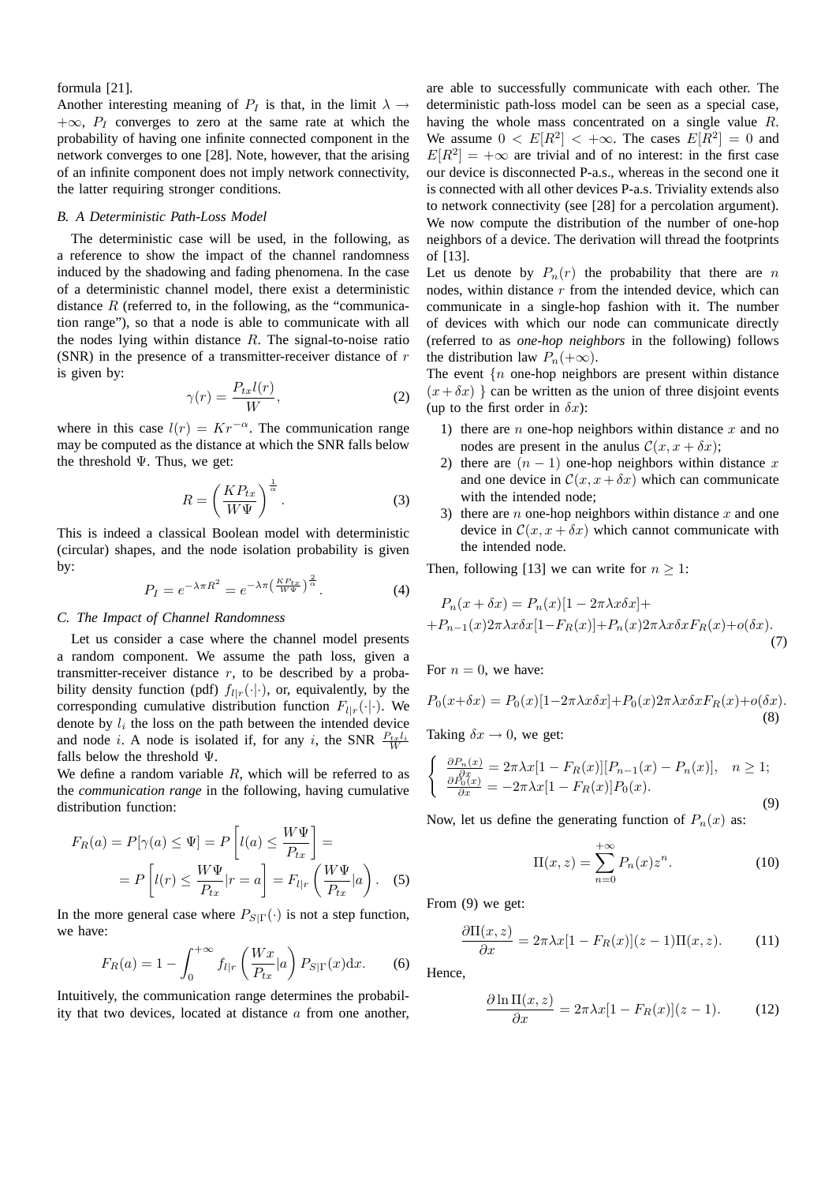formula [21].

Another interesting meaning of $P_I$ is that, in the limit $\lambda \to +\infty$, $P_I$ converges to zero at the same rate at which the probability of having one infinite connected component in the network converges to one [28]. Note, however, that the arising of an infinite component does not imply network connectivity, the latter requiring stronger conditions.

### B. A Deterministic Path-Loss Model

The deterministic case will be used, in the following, as a reference to show the impact of the channel randomness induced by the shadowing and fading phenomena. In the case of a deterministic channel model, there exist a deterministic distance $R$ (referred to, in the following, as the "communication range"), so that a node is able to communicate with all the nodes lying within distance $R$. The signal-to-noise ratio (SNR) in the presence of a transmitter-receiver distance of $r$ is given by:

$$\gamma(r) = \frac{P_{tx} l(r)}{W}, \tag{2}$$

where in this case $l(r) = K r^{-\alpha}$. The communication range may be computed as the distance at which the SNR falls below the threshold $\Psi$. Thus, we get:

$$R = \left( \frac{K P_{tx}}{W \Psi} \right)^{\frac{1}{\alpha}}. \tag{3}$$

This is indeed a classical Boolean model with deterministic (circular) shapes, and the node isolation probability is given by:

$$P_I = e^{-\lambda \pi R^2} = e^{-\lambda \pi \left( \frac{K P_{tx}}{W \Psi} \right)^{\frac{2}{\alpha}}}. \tag{4}$$

### C. The Impact of Channel Randomness

Let us consider a case where the channel model presents a random component. We assume the path loss, given a transmitter-receiver distance $r$, to be described by a probability density function (pdf) $f_{l|r}(\cdot|\cdot)$, or, equivalently, by the corresponding cumulative distribution function $F_{l|r}(\cdot|\cdot)$. We denote by $l_i$ the loss on the path between the intended device and node $i$. A node is isolated if, for any $i$, the SNR $\frac{P_{tx} l_i}{W}$ falls below the threshold $\Psi$.

We define a random variable $R$, which will be referred to as the *communication range* in the following, having cumulative distribution function:

$$\begin{aligned} F_R(a) &= P[\gamma(a) \leq \Psi] = P\left[ l(a) \leq \frac{W\Psi}{P_{tx}} \right] = \\ &= P\left[ l(r) \leq \frac{W\Psi}{P_{tx}} | r = a \right] = F_{l|r}\left( \frac{W\Psi}{P_{tx}} | a \right). \end{aligned} \tag{5}$$

In the more general case where $P_{S|\Gamma}(\cdot)$ is not a step function, we have:

$$F_R(a) = 1 - \int_0^{+\infty} f_{l|r}\left( \frac{Wx}{P_{tx}} | a \right) P_{S|\Gamma}(x) \mathrm{d}x. \tag{6}$$

Intuitively, the communication range determines the probability that two devices, located at distance $a$ from one another, are able to successfully communicate with each other. The deterministic path-loss model can be seen as a special case, having the whole mass concentrated on a single value $R$. We assume $0 < E[R^2] < +\infty$. The cases $E[R^2] = 0$ and $E[R^2] = +\infty$ are trivial and of no interest: in the first case our device is disconnected P-a.s., whereas in the second one it is connected with all other devices P-a.s. Triviality extends also to network connectivity (see [28] for a percolation argument).

We now compute the distribution of the number of one-hop neighbors of a device. The derivation will thread the footprints of [13].

Let us denote by $P_n(r)$ the probability that there are $n$ nodes, within distance $r$ from the intended device, which can communicate in a single-hop fashion with it. The number of devices with which our node can communicate directly (referred to as *one-hop neighbors* in the following) follows the distribution law $P_n(+\infty)$.

The event $\{n$ one-hop neighbors are present within distance $(x + \delta x)$ $\}$ can be written as the union of three disjoint events (up to the first order in $\delta x$):

1) there are $n$ one-hop neighbors within distance $x$ and no nodes are present in the anulus $\mathcal{C}(x, x + \delta x)$;
2) there are $(n-1)$ one-hop neighbors within distance $x$ and one device in $\mathcal{C}(x, x + \delta x)$ which can communicate with the intended node;
3) there are $n$ one-hop neighbors within distance $x$ and one device in $\mathcal{C}(x, x + \delta x)$ which cannot communicate with the intended node.

Then, following [13] we can write for $n \geq 1$:

$$\begin{aligned} &P_n(x + \delta x) = P_n(x)[1 - 2\pi\lambda x \delta x] + \\ &+ P_{n-1}(x) 2\pi\lambda x \delta x [1 - F_R(x)] + P_n(x) 2\pi\lambda x \delta x F_R(x) + o(\delta x). \end{aligned} \tag{7}$$

For $n = 0$, we have:

$$P_0(x + \delta x) = P_0(x)[1 - 2\pi\lambda x \delta x] + P_0(x) 2\pi\lambda x \delta x F_R(x) + o(\delta x). \tag{8}$$

Taking $\delta x \to 0$, we get:

$$\begin{cases} \frac{\partial P_n(x)}{\partial x} = 2\pi\lambda x[1 - F_R(x)][P_{n-1}(x) - P_n(x)], \quad n \geq 1; \\ \frac{\partial P_0(x)}{\partial x} = -2\pi\lambda x[1 - F_R(x)] P_0(x). \end{cases} \tag{9}$$

Now, let us define the generating function of $P_n(x)$ as:

$$\Pi(x, z) = \sum_{n=0}^{+\infty} P_n(x) z^n. \tag{10}$$

From (9) we get:

$$\frac{\partial \Pi(x, z)}{\partial x} = 2\pi\lambda x[1 - F_R(x)](z - 1)\Pi(x, z). \tag{11}$$

Hence,

$$\frac{\partial \ln \Pi(x, z)}{\partial x} = 2\pi\lambda x[1 - F_R(x)](z - 1). \tag{12}$$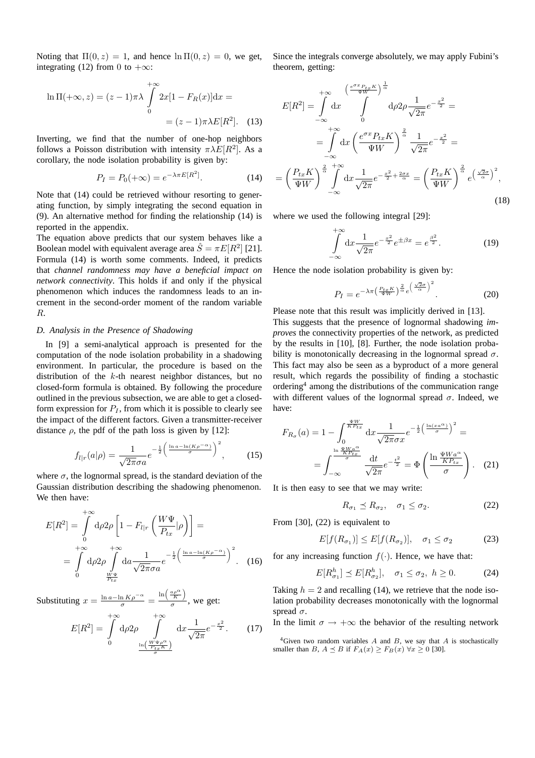Noting that $\Pi(0, z) = 1$, and hence $\ln \Pi(0, z) = 0$, we get, integrating (12) from 0 to $+\infty$:

$$\ln \Pi(+\infty, z) = (z-1)\pi\lambda \int_0^{+\infty} 2x[1 - F_R(x)]\mathrm{d}x = (z-1)\pi\lambda E[R^2]. \quad (13)$$

Inverting, we find that the number of one-hop neighbors follows a Poisson distribution with intensity $\pi\lambda E[R^2]$. As a corollary, the node isolation probability is given by:

$$P_I = P_0(+\infty) = e^{-\lambda\pi E[R^2]}. \quad (14)$$

Note that (14) could be retrieved withour resorting to generating function, by simply integrating the second equation in (9). An alternative method for finding the relationship (14) is reported in the appendix.

The equation above predicts that our system behaves like a Boolean model with equivalent average area $\hat{S} = \pi E[R^2]$ [21]. Formula (14) is worth some comments. Indeed, it predicts that *channel randomness may have a beneficial impact on network connectivity*. This holds if and only if the physical phenomenon which induces the randomness leads to an increment in the second-order moment of the random variable $R$.

### D. Analysis in the Presence of Shadowing

In [9] a semi-analytical approach is presented for the computation of the node isolation probability in a shadowing environment. In particular, the procedure is based on the distribution of the $k$-th nearest neighbor distances, but no closed-form formula is obtained. By following the procedure outlined in the previous subsection, we are able to get a closed-form expression for $P_I$, from which it is possible to clearly see the impact of the different factors. Given a transmitter-receiver distance $\rho$, the pdf of the path loss is given by [12]:

$$f_{l|r}(a|\rho) = \frac{1}{\sqrt{2\pi}\sigma a} e^{-\frac{1}{2}\left(\frac{\ln a - \ln(K\rho^{-\alpha})}{\sigma}\right)^2}, \quad (15)$$

where $\sigma$, the lognormal spread, is the standard deviation of the Gaussian distribution describing the shadowing phenomenon. We then have:

$$E[R^2] = \int_0^{+\infty} \mathrm{d}\rho 2\rho \left[1 - F_{l|r}\left(\frac{W\Psi}{P_{tx}}|\rho\right)\right] = \int_0^{+\infty} \mathrm{d}\rho 2\rho \int_{\frac{W\Psi}{P_{tx}}}^{+\infty} \mathrm{d}a \frac{1}{\sqrt{2\pi}\sigma a} e^{-\frac{1}{2}\left(\frac{\ln a - \ln(K\rho^{-\alpha})}{\sigma}\right)^2}. \quad (16)$$

Substituting $x = \frac{\ln a - \ln K\rho^{-\alpha}}{\sigma} = \frac{\ln\left(\frac{a\rho^\alpha}{K}\right)}{\sigma}$, we get:

$$E[R^2] = \int_0^{+\infty} \mathrm{d}\rho 2\rho \int_{\frac{\ln\left(\frac{W\Psi\rho^\alpha}{P_{tx}K}\right)}{\sigma}}^{+\infty} \mathrm{d}x \frac{1}{\sqrt{2\pi}} e^{-\frac{x^2}{2}}. \quad (17)$$

Since the integrals converge absolutely, we may apply Fubini's theorem, getting:

$$\begin{aligned} E[R^2] &= \int_{-\infty}^{+\infty} \mathrm{d}x \int_0^{\left(\frac{e^{\sigma x} P_{tx} K}{\Psi W}\right)^{\frac{1}{\alpha}}} \mathrm{d}\rho 2\rho \frac{1}{\sqrt{2\pi}} e^{-\frac{x^2}{2}} = \\ &= \int_{-\infty}^{+\infty} \mathrm{d}x \left(\frac{e^{\sigma x} P_{tx} K}{\Psi W}\right)^{\frac{2}{\alpha}} \frac{1}{\sqrt{2\pi}} e^{-\frac{x^2}{2}} = \\ &= \left(\frac{P_{tx}K}{\Psi W}\right)^{\frac{2}{\alpha}} \int_{-\infty}^{+\infty} \mathrm{d}x \frac{1}{\sqrt{2\pi}} e^{-\frac{x^2}{2} + \frac{2\sigma x}{\alpha}} = \left(\frac{P_{tx}K}{\Psi W}\right)^{\frac{2}{\alpha}} e^{\left(\frac{\sqrt{2}\sigma}{\alpha}\right)^2}, \end{aligned} \quad (18)$$

where we used the following integral [29]:

$$\int_{-\infty}^{+\infty} \mathrm{d}x \frac{1}{\sqrt{2\pi}} e^{-\frac{x^2}{2}} e^{\pm\beta x} = e^{\frac{\beta^2}{2}}. \quad (19)$$

Hence the node isolation probability is given by:

$$P_I = e^{-\lambda\pi\left(\frac{P_{tx}K}{\Psi W}\right)^{\frac{2}{\alpha}} e^{\left(\frac{\sqrt{2}\sigma}{\alpha}\right)^2}}. \quad (20)$$

Please note that this result was implicitly derived in [13].

This suggests that the presence of lognormal shadowing *improves* the connectivity properties of the network, as predicted by the results in [10], [8]. Further, the node isolation probability is monotonically decreasing in the lognormal spread $\sigma$. This fact may also be seen as a byproduct of a more general result, which regards the possibility of finding a stochastic ordering[4] among the distributions of the communication range with different values of the lognormal spread $\sigma$. Indeed, we have:

$$F_{R_\sigma}(a) = 1 - \int_0^{\frac{\Psi W}{K P_{tx}}} \mathrm{d}x \frac{1}{\sqrt{2\pi}\sigma x} e^{-\frac{1}{2}\left(\frac{\ln(x a^\alpha)}{\sigma}\right)^2} = \int_{-\infty}^{\frac{\ln\frac{\Psi W a^\alpha}{K P_{tx}}}{\sigma}} \frac{\mathrm{d}t}{\sqrt{2\pi}} e^{-\frac{t^2}{2}} = \Phi\left(\frac{\ln\frac{\Psi W a^\alpha}{K P_{tx}}}{\sigma}\right). \quad (21)$$

It is then easy to see that we may write:

$$R_{\sigma_1} \preceq R_{\sigma_2}, \quad \sigma_1 \leq \sigma_2. \quad (22)$$

From [30], (22) is equivalent to

$$E[f(R_{\sigma_1})] \leq E[f(R_{\sigma_2})], \quad \sigma_1 \leq \sigma_2 \quad (23)$$

for any increasing function $f(\cdot)$. Hence, we have that:

$$E[R_{\sigma_1}^h] \preceq E[R_{\sigma_2}^h], \quad \sigma_1 \leq \sigma_2, \ h \geq 0. \quad (24)$$

Taking $h = 2$ and recalling (14), we retrieve that the node isolation probability decreases monotonically with the lognormal spread $\sigma$.

In the limit $\sigma \to +\infty$ the behavior of the resulting network

[4] Given two random variables $A$ and $B$, we say that $A$ is stochastically smaller than $B$, $A \preceq B$ if $F_A(x) \geq F_B(x) \ \forall x \geq 0$ [30].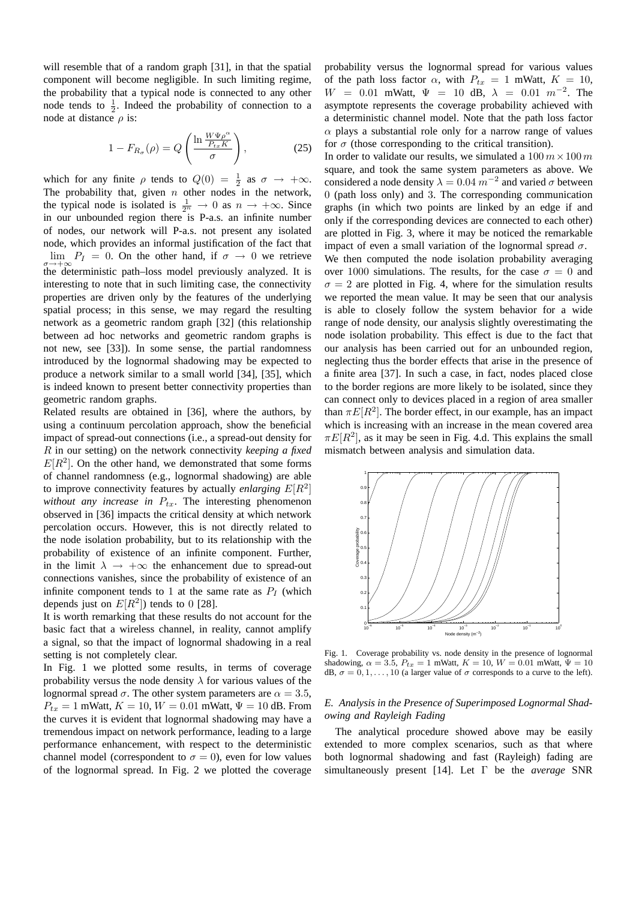will resemble that of a random graph [31], in that the spatial component will become negligible. In such limiting regime, the probability that a typical node is connected to any other node tends to $\frac{1}{2}$. Indeed the probability of connection to a node at distance $\rho$ is:

$$1 - F_{R_\sigma}(\rho) = Q\left(\frac{\ln \frac{W\Psi\rho^\alpha}{P_{tx}K}}{\sigma}\right), \tag{25}$$

which for any finite $\rho$ tends to $Q(0) = \frac{1}{2}$ as $\sigma \to +\infty$. The probability that, given $n$ other nodes in the network, the typical node is isolated is $\frac{1}{2^n} \to 0$ as $n \to +\infty$. Since in our unbounded region there is P-a.s. an infinite number of nodes, our network will P-a.s. not present any isolated node, which provides an informal justification of the fact that $\lim_{\sigma\to+\infty} P_I = 0$. On the other hand, if $\sigma \to 0$ we retrieve the deterministic path–loss model previously analyzed. It is interesting to note that in such limiting case, the connectivity properties are driven only by the features of the underlying spatial process; in this sense, we may regard the resulting network as a geometric random graph [32] (this relationship between ad hoc networks and geometric random graphs is not new, see [33]). In some sense, the partial randomness introduced by the lognormal shadowing may be expected to produce a network similar to a small world [34], [35], which is indeed known to present better connectivity properties than geometric random graphs.

Related results are obtained in [36], where the authors, by using a continuum percolation approach, show the beneficial impact of spread-out connections (i.e., a spread-out density for $R$ in our setting) on the network connectivity *keeping a fixed* $E[R^2]$. On the other hand, we demonstrated that some forms of channel randomness (e.g., lognormal shadowing) are able to improve connectivity features by actually *enlarging* $E[R^2]$ *without any increase in* $P_{tx}$. The interesting phenomenon observed in [36] impacts the critical density at which network percolation occurs. However, this is not directly related to the node isolation probability, but to its relationship with the probability of existence of an infinite component. Further, in the limit $\lambda \to +\infty$ the enhancement due to spread-out connections vanishes, since the probability of existence of an infinite component tends to 1 at the same rate as $P_I$ (which depends just on $E[R^2]$) tends to 0 [28].

It is worth remarking that these results do not account for the basic fact that a wireless channel, in reality, cannot amplify a signal, so that the impact of lognormal shadowing in a real setting is not completely clear.

In Fig. 1 we plotted some results, in terms of coverage probability versus the node density $\lambda$ for various values of the lognormal spread $\sigma$. The other system parameters are $\alpha = 3.5$, $P_{tx} = 1$ mWatt, $K = 10$, $W = 0.01$ mWatt, $\Psi = 10$ dB. From the curves it is evident that lognormal shadowing may have a tremendous impact on network performance, leading to a large performance enhancement, with respect to the deterministic channel model (correspondent to $\sigma = 0$), even for low values of the lognormal spread. In Fig. 2 we plotted the coverage probability versus the lognormal spread for various values of the path loss factor $\alpha$, with $P_{tx} = 1$ mWatt, $K = 10$, $W = 0.01$ mWatt, $\Psi = 10$ dB, $\lambda = 0.01$ $m^{-2}$. The asymptote represents the coverage probability achieved with a deterministic channel model. Note that the path loss factor $\alpha$ plays a substantial role only for a narrow range of values for $\sigma$ (those corresponding to the critical transition).

In order to validate our results, we simulated a $100\,m \times 100\,m$ square, and took the same system parameters as above. We considered a node density $\lambda = 0.04$ $m^{-2}$ and varied $\sigma$ between 0 (path loss only) and 3. The corresponding communication graphs (in which two points are linked by an edge if and only if the corresponding devices are connected to each other) are plotted in Fig. 3, where it may be noticed the remarkable impact of even a small variation of the lognormal spread $\sigma$.

We then computed the node isolation probability averaging over 1000 simulations. The results, for the case $\sigma = 0$ and $\sigma = 2$ are plotted in Fig. 4, where for the simulation results we reported the mean value. It may be seen that our analysis is able to closely follow the system behavior for a wide range of node density, our analysis slightly overestimating the node isolation probability. This effect is due to the fact that our analysis has been carried out for an unbounded region, neglecting thus the border effects that arise in the presence of a finite area [37]. In such a case, in fact, nodes placed close to the border regions are more likely to be isolated, since they can connect only to devices placed in a region of area smaller than $\pi E[R^2]$. The border effect, in our example, has an impact which is increasing with an increase in the mean covered area $\pi E[R^2]$, as it may be seen in Fig. 4.d. This explains the small mismatch between analysis and simulation data.

Fig. 1. Coverage probability vs. node density in the presence of lognormal shadowing, $\alpha = 3.5$, $P_{tx} = 1$ mWatt, $K = 10$, $W = 0.01$ mWatt, $\Psi = 10$ dB, $\sigma = 0, 1, \ldots, 10$ (a larger value of $\sigma$ corresponds to a curve to the left).

### *E. Analysis in the Presence of Superimposed Lognormal Shadowing and Rayleigh Fading*

The analytical procedure showed above may be easily extended to more complex scenarios, such as that where both lognormal shadowing and fast (Rayleigh) fading are simultaneously present [14]. Let $\Gamma$ be the *average* SNR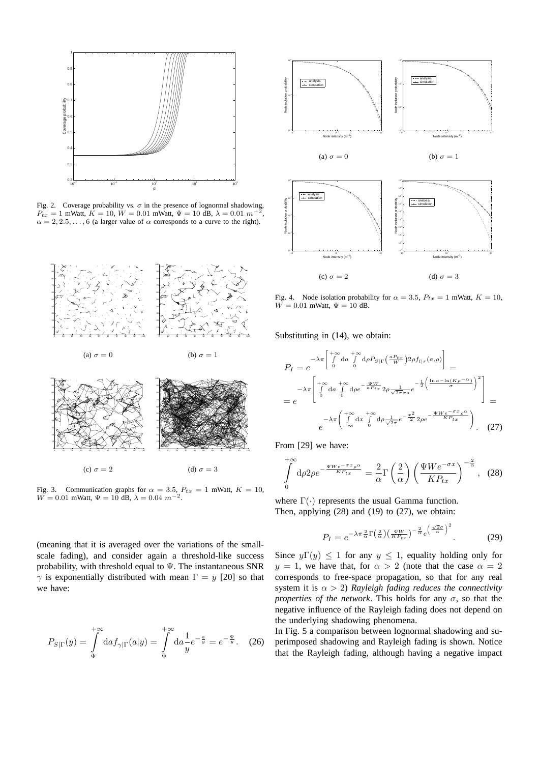Fig. 2. Coverage probability vs. $\sigma$ in the presence of lognormal shadowing, $P_{tx} = 1$ mWatt, $K = 10$, $W = 0.01$ mWatt, $\Psi = 10$ dB, $\lambda = 0.01$ $m^{-2}$, $\alpha = 2, 2.5, \ldots, 6$ (a larger value of $\alpha$ corresponds to a curve to the right).

(a) $\sigma = 0$ (b) $\sigma = 1$

(c) $\sigma = 2$ (d) $\sigma = 3$

Fig. 3. Communication graphs for $\alpha = 3.5$, $P_{tx} = 1$ mWatt, $K = 10$, $W = 0.01$ mWatt, $\Psi = 10$ dB, $\lambda = 0.04$ $m^{-2}$.

(meaning that it is averaged over the variations of the small-scale fading), and consider again a threshold-like success probability, with threshold equal to $\Psi$. The instantaneous SNR $\gamma$ is exponentially distributed with mean $\Gamma = y$ [20] so that we have:

$$P_{S|\Gamma}(y) = \int_{\Psi}^{+\infty} \mathrm{d}a f_{\gamma|\Gamma}(a|y) = \int_{\Psi}^{+\infty} \mathrm{d}a \frac{1}{y} e^{-\frac{a}{y}} = e^{-\frac{\Psi}{y}}. \quad (26)$$

(a) $\sigma = 0$ (b) $\sigma = 1$

(c) $\sigma = 2$ (d) $\sigma = 3$

Fig. 4. Node isolation probability for $\alpha = 3.5$, $P_{tx} = 1$ mWatt, $K = 10$, $W = 0.01$ mWatt, $\Psi = 10$ dB.

Substituting in (14), we obtain:

$$P_I = e^{-\lambda\pi\left[\int_0^{+\infty}\mathrm{d}a\int_0^{+\infty}\mathrm{d}\rho P_{S|\Gamma}\left(\frac{aP_{tx}}{W}\right)2\rho f_{l|r}(a,\rho)\right]} =$$

$$= e^{-\lambda\pi\left[\int_0^{+\infty}\mathrm{d}a\int_0^{+\infty}\mathrm{d}\rho e^{-\frac{\Psi W}{aP_{tx}}}2\rho\frac{1}{\sqrt{2\pi}\sigma a}e^{-\frac{1}{2}\left(\frac{\ln a-\ln(K\rho^{-\alpha})}{\sigma}\right)^2}\right]} =$$

$$e^{-\lambda\pi\left(\int_{-\infty}^{+\infty}\mathrm{d}x\int_0^{+\infty}\mathrm{d}\rho\frac{1}{\sqrt{2\pi}}e^{-\frac{x^2}{2}}2\rho e^{-\frac{\Psi W e^{-\sigma x}\rho^\alpha}{KP_{tx}}}\right)}. \quad (27)$$

From [29] we have:

$$\int_0^{+\infty}\mathrm{d}\rho 2\rho e^{-\frac{\Psi W e^{-\sigma x}\rho^\alpha}{KP_{tx}}} = \frac{2}{\alpha}\Gamma\left(\frac{2}{\alpha}\right)\left(\frac{\Psi W e^{-\sigma x}}{KP_{tx}}\right)^{-\frac{2}{\alpha}}, \quad (28)$$

where $\Gamma(\cdot)$ represents the usual Gamma function.
Then, applying (28) and (19) to (27), we obtain:

$$P_I = e^{-\lambda\pi\frac{2}{\alpha}\Gamma\left(\frac{2}{\alpha}\right)\left(\frac{\Psi W}{KP_{tx}}\right)^{-\frac{2}{\alpha}}e^{\left(\frac{\sqrt{2}\sigma}{\alpha}\right)^2}}. \quad (29)$$

Since $y\Gamma(y) \leq 1$ for any $y \leq 1$, equality holding only for $y = 1$, we have that, for $\alpha > 2$ (note that the case $\alpha = 2$ corresponds to free-space propagation, so that for any real system it is $\alpha > 2$) *Rayleigh fading reduces the connectivity properties of the network*. This holds for any $\sigma$, so that the negative influence of the Rayleigh fading does not depend on the underlying shadowing phenomena.

In Fig. 5 a comparison between lognormal shadowing and superimposed shadowing and Rayleigh fading is shown. Notice that the Rayleigh fading, although having a negative impact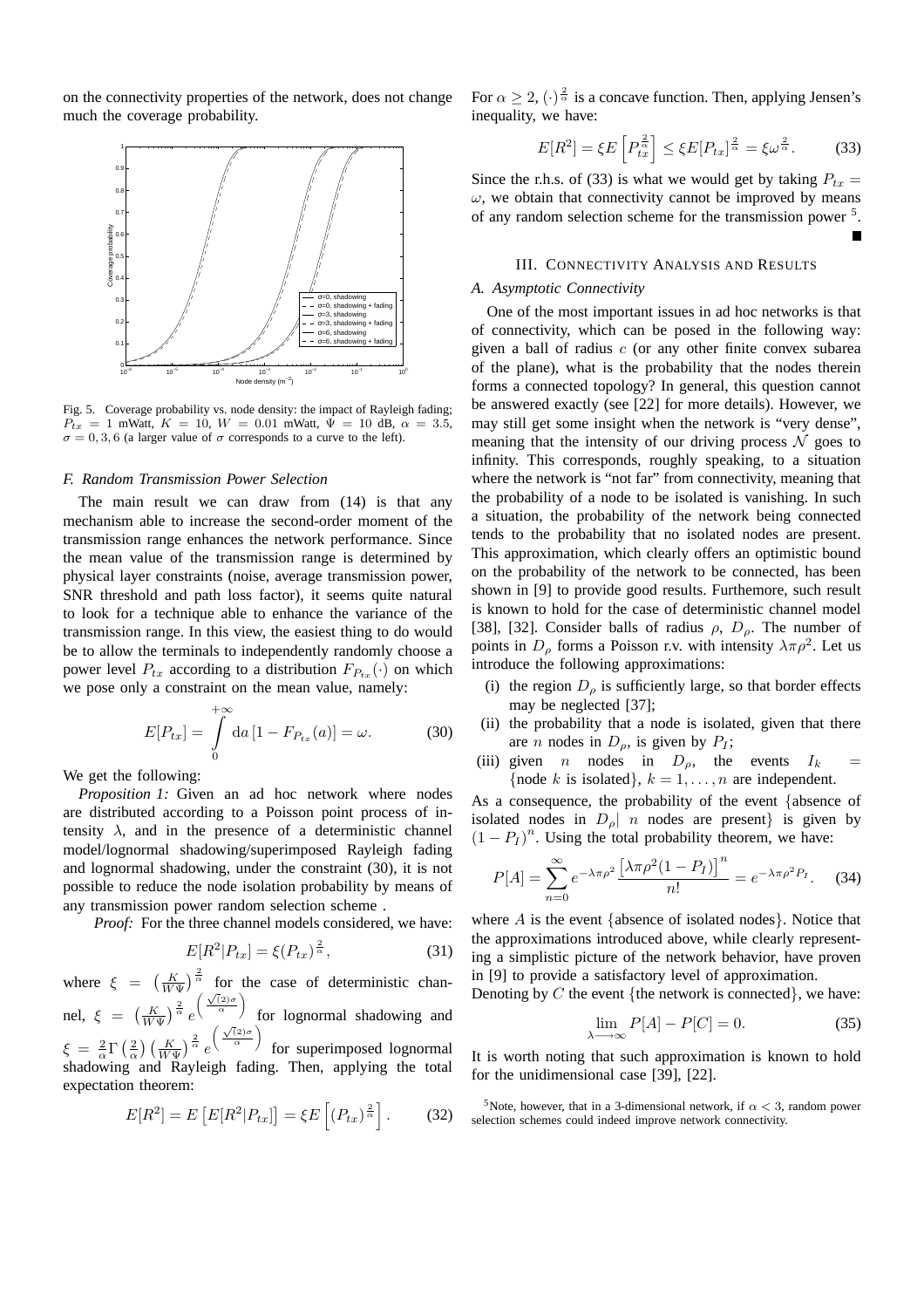on the connectivity properties of the network, does not change much the coverage probability.

Fig. 5. Coverage probability vs. node density: the impact of Rayleigh fading; $P_{tx} = 1$ mWatt, $K = 10$, $W = 0.01$ mWatt, $\Psi = 10$ dB, $\alpha = 3.5$, $\sigma = 0, 3, 6$ (a larger value of $\sigma$ corresponds to a curve to the left).

### F. Random Transmission Power Selection

The main result we can draw from (14) is that any mechanism able to increase the second-order moment of the transmission range enhances the network performance. Since the mean value of the transmission range is determined by physical layer constraints (noise, average transmission power, SNR threshold and path loss factor), it seems quite natural to look for a technique able to enhance the variance of the transmission range. In this view, the easiest thing to do would be to allow the terminals to independently randomly choose a power level $P_{tx}$ according to a distribution $F_{P_{tx}}(\cdot)$ on which we pose only a constraint on the mean value, namely:

$$E[P_{tx}] = \int_{0}^{+\infty} \mathrm{d}a\,[1 - F_{P_{tx}}(a)] = \omega. \quad (30)$$

We get the following:

*Proposition 1:* Given an ad hoc network where nodes are distributed according to a Poisson point process of intensity $\lambda$, and in the presence of a deterministic channel model/lognormal shadowing/superimposed Rayleigh fading and lognormal shadowing, under the constraint (30), it is not possible to reduce the node isolation probability by means of any transmission power random selection scheme .

*Proof:* For the three channel models considered, we have:

$$E[R^2|P_{tx}] = \xi(P_{tx})^{\frac{2}{\alpha}}, \quad (31)$$

where $\xi = \left(\frac{K}{W\Psi}\right)^{\frac{2}{\alpha}}$ for the case of deterministic channel, $\xi = \left(\frac{K}{W\Psi}\right)^{\frac{2}{\alpha}} e^{\left(\frac{\sqrt{(2)}\sigma}{\alpha}\right)}$ for lognormal shadowing and $\xi = \frac{2}{\alpha}\Gamma\left(\frac{2}{\alpha}\right)\left(\frac{K}{W\Psi}\right)^{\frac{2}{\alpha}} e^{\left(\frac{\sqrt{(2)}\sigma}{\alpha}\right)}$ for superimposed lognormal shadowing and Rayleigh fading. Then, applying the total expectation theorem:

$$E[R^2] = E\left[E[R^2|P_{tx}]\right] = \xi E\left[(P_{tx})^{\frac{2}{\alpha}}\right]. \quad (32)$$

For $\alpha \geq 2$, $(\cdot)^{\frac{2}{\alpha}}$ is a concave function. Then, applying Jensen's inequality, we have:

$$E[R^2] = \xi E\left[P_{tx}^{\frac{2}{\alpha}}\right] \leq \xi E[P_{tx}]^{\frac{2}{\alpha}} = \xi\omega^{\frac{2}{\alpha}}. \quad (33)$$

Since the r.h.s. of (33) is what we would get by taking $P_{tx} = \omega$, we obtain that connectivity cannot be improved by means of any random selection scheme for the transmission power [5]. ∎

## III. Connectivity Analysis and Results

### A. Asymptotic Connectivity

One of the most important issues in ad hoc networks is that of connectivity, which can be posed in the following way: given a ball of radius $c$ (or any other finite convex subarea of the plane), what is the probability that the nodes therein forms a connected topology? In general, this question cannot be answered exactly (see [22] for more details). However, we may still get some insight when the network is "very dense", meaning that the intensity of our driving process $\mathcal{N}$ goes to infinity. This corresponds, roughly speaking, to a situation where the network is "not far" from connectivity, meaning that the probability of a node to be isolated is vanishing. In such a situation, the probability of the network being connected tends to the probability that no isolated nodes are present. This approximation, which clearly offers an optimistic bound on the probability of the network to be connected, has been shown in [9] to provide good results. Furthermore, such result is known to hold for the case of deterministic channel model [38], [32]. Consider balls of radius $\rho$, $D_\rho$. The number of points in $D_\rho$ forms a Poisson r.v. with intensity $\lambda\pi\rho^2$. Let us introduce the following approximations:

(i) the region $D_\rho$ is sufficiently large, so that border effects may be neglected [37];
(ii) the probability that a node is isolated, given that there are $n$ nodes in $D_\rho$, is given by $P_I$;
(iii) given $n$ nodes in $D_\rho$, the events $I_k = \{\text{node } k \text{ is isolated}\}$, $k = 1, \ldots, n$ are independent.

As a consequence, the probability of the event {absence of isolated nodes in $D_\rho$| $n$ nodes are present} is given by $(1 - P_I)^n$. Using the total probability theorem, we have:

$$P[A] = \sum_{n=0}^{\infty} e^{-\lambda\pi\rho^2} \frac{\left[\lambda\pi\rho^2(1 - P_I)\right]^n}{n!} = e^{-\lambda\pi\rho^2 P_I}. \quad (34)$$

where $A$ is the event {absence of isolated nodes}. Notice that the approximations introduced above, while clearly representing a simplistic picture of the network behavior, have proven in [9] to provide a satisfactory level of approximation.

Denoting by $C$ the event {the network is connected}, we have:

$$\lim_{\lambda \longrightarrow \infty} P[A] - P[C] = 0. \quad (35)$$

It is worth noting that such approximation is known to hold for the unidimensional case [39], [22].

[5] Note, however, that in a 3-dimensional network, if $\alpha < 3$, random power selection schemes could indeed improve network connectivity.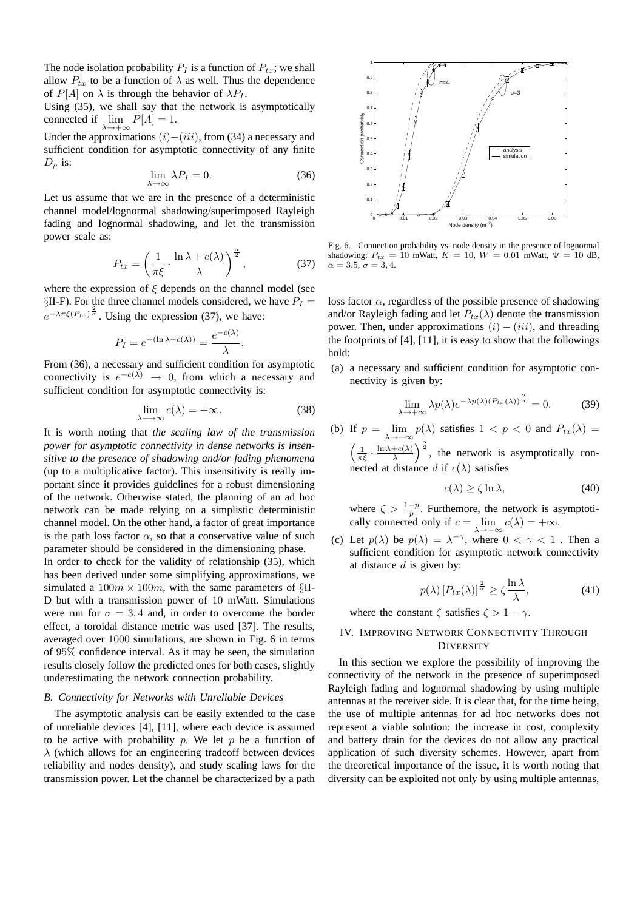The node isolation probability $P_I$ is a function of $P_{tx}$; we shall allow $P_{tx}$ to be a function of $\lambda$ as well. Thus the dependence of $P[A]$ on $\lambda$ is through the behavior of $\lambda P_I$.

Using (35), we shall say that the network is asymptotically connected if $\lim_{\lambda \to +\infty} P[A] = 1$.

Under the approximations $(i)-(iii)$, from (34) a necessary and sufficient condition for asymptotic connectivity of any finite $D_\rho$ is:

$$\lim_{\lambda \to \infty} \lambda P_I = 0. \tag{36}$$

Let us assume that we are in the presence of a deterministic channel model/lognormal shadowing/superimposed Rayleigh fading and lognormal shadowing, and let the transmission power scale as:

$$P_{tx} = \left( \frac{1}{\pi \xi} \cdot \frac{\ln \lambda + c(\lambda)}{\lambda} \right)^{\frac{\alpha}{2}}, \tag{37}$$

where the expression of $\xi$ depends on the channel model (see §II-F). For the three channel models considered, we have $P_I = e^{-\lambda \pi \xi (P_{tx})^{\frac{2}{\alpha}}}$. Using the expression (37), we have:

$$P_I = e^{-(\ln \lambda + c(\lambda))} = \frac{e^{-c(\lambda)}}{\lambda}.$$

From (36), a necessary and sufficient condition for asymptotic connectivity is $e^{-c(\lambda)} \to 0$, from which a necessary and sufficient condition for asymptotic connectivity is:

$$\lim_{\lambda \longrightarrow \infty} c(\lambda) = +\infty. \tag{38}$$

It is worth noting that *the scaling law of the transmission power for asymptotic connectivity in dense networks is insensitive to the presence of shadowing and/or fading phenomena* (up to a multiplicative factor). This insensitivity is really important since it provides guidelines for a robust dimensioning of the network. Otherwise stated, the planning of an ad hoc network can be made relying on a simplistic deterministic channel model. On the other hand, a factor of great importance is the path loss factor $\alpha$, so that a conservative value of such parameter should be considered in the dimensioning phase.

In order to check for the validity of relationship (35), which has been derived under some simplifying approximations, we simulated a $100m \times 100m$, with the same parameters of §II-D but with a transmission power of 10 mWatt. Simulations were run for $\sigma = 3, 4$ and, in order to overcome the border effect, a toroidal distance metric was used [37]. The results, averaged over 1000 simulations, are shown in Fig. 6 in terms of 95% confidence interval. As it may be seen, the simulation results closely follow the predicted ones for both cases, slightly underestimating the network connection probability.

### B. Connectivity for Networks with Unreliable Devices

The asymptotic analysis can be easily extended to the case of unreliable devices [4], [11], where each device is assumed to be active with probability $p$. We let $p$ be a function of $\lambda$ (which allows for an engineering tradeoff between devices reliability and nodes density), and study scaling laws for the transmission power. Let the channel be characterized by a path

Fig. 6. Connection probability vs. node density in the presence of lognormal shadowing; $P_{tx} = 10$ mWatt, $K = 10$, $W = 0.01$ mWatt, $\Psi = 10$ dB, $\alpha = 3.5$, $\sigma = 3, 4$.

loss factor $\alpha$, regardless of the possible presence of shadowing and/or Rayleigh fading and let $P_{tx}(\lambda)$ denote the transmission power. Then, under approximations $(i) - (iii)$, and threading the footprints of [4], [11], it is easy to show that the followings hold:

(a) a necessary and sufficient condition for asymptotic connectivity is given by:

$$\lim_{\lambda \to +\infty} \lambda p(\lambda) e^{-\lambda p(\lambda)(P_{tx}(\lambda))^{\frac{2}{\alpha}}} = 0. \tag{39}$$

(b) If $p = \lim_{\lambda \to +\infty} p(\lambda)$ satisfies $1 < p < 0$ and $P_{tx}(\lambda) = \left( \frac{1}{\pi \xi} \cdot \frac{\ln \lambda + c(\lambda)}{\lambda} \right)^{\frac{\alpha}{2}}$, the network is asymptotically connected at distance $d$ if $c(\lambda)$ satisfies

$$c(\lambda) \geq \zeta \ln \lambda, \tag{40}$$

where $\zeta > \frac{1-p}{p}$. Furthermore, the network is asymptotically connected only if $c = \lim_{\lambda \to +\infty} c(\lambda) = +\infty$.

(c) Let $p(\lambda)$ be $p(\lambda) = \lambda^{-\gamma}$, where $0 < \gamma < 1$ . Then a sufficient condition for asymptotic network connectivity at distance $d$ is given by:

$$p(\lambda) \left[ P_{tx}(\lambda) \right]^{\frac{2}{\alpha}} \geq \zeta \frac{\ln \lambda}{\lambda}, \tag{41}$$

where the constant $\zeta$ satisfies $\zeta > 1 - \gamma$.

## IV. Improving Network Connectivity Through Diversity

In this section we explore the possibility of improving the connectivity of the network in the presence of superimposed Rayleigh fading and lognormal shadowing by using multiple antennas at the receiver side. It is clear that, for the time being, the use of multiple antennas for ad hoc networks does not represent a viable solution: the increase in cost, complexity and battery drain for the devices do not allow any practical application of such diversity schemes. However, apart from the theoretical importance of the issue, it is worth noting that diversity can be exploited not only by using multiple antennas,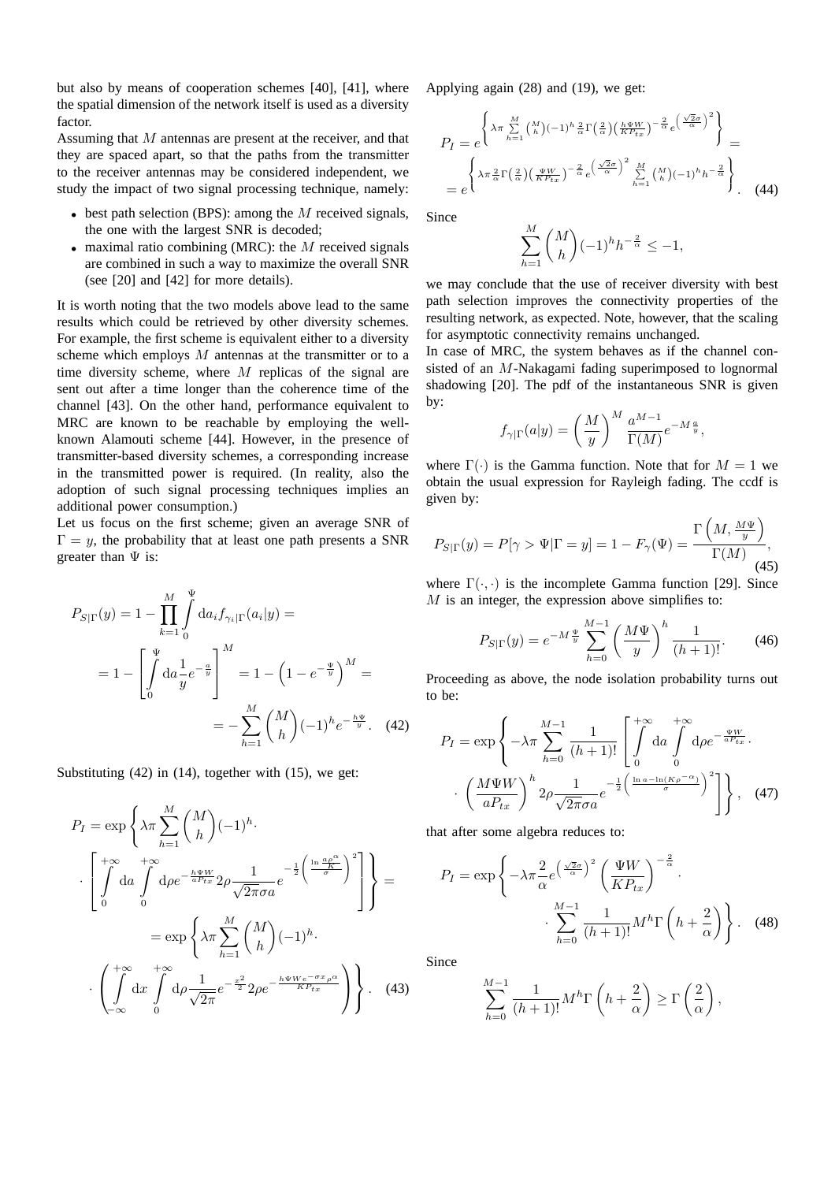but also by means of cooperation schemes [40], [41], where the spatial dimension of the network itself is used as a diversity factor.

Assuming that $M$ antennas are present at the receiver, and that they are spaced apart, so that the paths from the transmitter to the receiver antennas may be considered independent, we study the impact of two signal processing technique, namely:

- best path selection (BPS): among the $M$ received signals, the one with the largest SNR is decoded;
- maximal ratio combining (MRC): the $M$ received signals are combined in such a way to maximize the overall SNR (see [20] and [42] for more details).

It is worth noting that the two models above lead to the same results which could be retrieved by other diversity schemes. For example, the first scheme is equivalent either to a diversity scheme which employs $M$ antennas at the transmitter or to a time diversity scheme, where $M$ replicas of the signal are sent out after a time longer than the coherence time of the channel [43]. On the other hand, performance equivalent to MRC are known to be reachable by employing the well-known Alamouti scheme [44]. However, in the presence of transmitter-based diversity schemes, a corresponding increase in the transmitted power is required. (In reality, also the adoption of such signal processing techniques implies an additional power consumption.)

Let us focus on the first scheme; given an average SNR of $\Gamma = y$, the probability that at least one path presents a SNR greater than $\Psi$ is:

$$
\begin{aligned}
P_{S|\Gamma}(y) &= 1 - \prod_{k=1}^{M} \int_0^{\Psi} \mathrm{d}a_i f_{\gamma_i|\Gamma}(a_i|y) = \\
&= 1 - \left[ \int_0^{\Psi} \mathrm{d}a \frac{1}{y} e^{-\frac{a}{y}} \right]^M = 1 - \left(1 - e^{-\frac{\Psi}{y}}\right)^M = \\
&= -\sum_{h=1}^{M} \binom{M}{h} (-1)^h e^{-\frac{h\Psi}{y}}. \quad (42)
\end{aligned}
$$

Substituting (42) in (14), together with (15), we get:

$$
\begin{aligned}
P_I &= \exp\Bigg\{ \lambda\pi \sum_{h=1}^{M} \binom{M}{h} (-1)^h \cdot \\
&\cdot \left[ \int_0^{+\infty} \mathrm{d}a \int_0^{+\infty} \mathrm{d}\rho e^{-\frac{h\Psi W}{aP_{tx}}} 2\rho \frac{1}{\sqrt{2\pi}\sigma a} e^{-\frac{1}{2}\left(\frac{\ln\frac{a\rho^\alpha}{K}}{\sigma}\right)^2} \right] \Bigg\} = \\
&= \exp\Bigg\{ \lambda\pi \sum_{h=1}^{M} \binom{M}{h} (-1)^h \cdot \\
&\cdot \left( \int_{-\infty}^{+\infty} \mathrm{d}x \int_0^{+\infty} \mathrm{d}\rho \frac{1}{\sqrt{2\pi}} e^{-\frac{x^2}{2}} 2\rho e^{-\frac{h\Psi W e^{-\sigma x}\rho^\alpha}{KP_{tx}}} \right) \Bigg\}. \quad (43)
\end{aligned}
$$

Applying again (28) and (19), we get:

$$
\begin{aligned}
P_I &= e^{\left\{ \lambda\pi \sum_{h=1}^{M} \binom{M}{h} (-1)^h \frac{2}{\alpha} \Gamma\left(\frac{2}{\alpha}\right) \left(\frac{h\Psi W}{KP_{tx}}\right)^{-\frac{2}{\alpha}} e^{\left(\frac{\sqrt{2}\sigma}{\alpha}\right)^2} \right\}} = \\
&= e^{\left\{ \lambda\pi \frac{2}{\alpha} \Gamma\left(\frac{2}{\alpha}\right) \left(\frac{\Psi W}{KP_{tx}}\right)^{-\frac{2}{\alpha}} e^{\left(\frac{\sqrt{2}\sigma}{\alpha}\right)^2} \sum_{h=1}^{M} \binom{M}{h} (-1)^h h^{-\frac{2}{\alpha}} \right\}}. \quad (44)
\end{aligned}
$$

Since

$$
\sum_{h=1}^{M} \binom{M}{h} (-1)^h h^{-\frac{2}{\alpha}} \leq -1,
$$

we may conclude that the use of receiver diversity with best path selection improves the connectivity properties of the resulting network, as expected. Note, however, that the scaling for asymptotic connectivity remains unchanged.

In case of MRC, the system behaves as if the channel consisted of an $M$-Nakagami fading superimposed to lognormal shadowing [20]. The pdf of the instantaneous SNR is given by:

$$
f_{\gamma|\Gamma}(a|y) = \left(\frac{M}{y}\right)^M \frac{a^{M-1}}{\Gamma(M)} e^{-M\frac{a}{y}},
$$

where $\Gamma(\cdot)$ is the Gamma function. Note that for $M = 1$ we obtain the usual expression for Rayleigh fading. The ccdf is given by:

$$
P_{S|\Gamma}(y) = P[\gamma > \Psi | \Gamma = y] = 1 - F_\gamma(\Psi) = \frac{\Gamma\left(M, \frac{M\Psi}{y}\right)}{\Gamma(M)}, \quad (45)
$$

where $\Gamma(\cdot,\cdot)$ is the incomplete Gamma function [29]. Since $M$ is an integer, the expression above simplifies to:

$$
P_{S|\Gamma}(y) = e^{-M\frac{\Psi}{y}} \sum_{h=0}^{M-1} \left(\frac{M\Psi}{y}\right)^h \frac{1}{(h+1)!}. \quad (46)
$$

Proceeding as above, the node isolation probability turns out to be:

$$
\begin{aligned}
P_I = \exp\Bigg\{ &-\lambda\pi \sum_{h=0}^{M-1} \frac{1}{(h+1)!} \left[ \int_0^{+\infty} \mathrm{d}a \int_0^{+\infty} \mathrm{d}\rho e^{-\frac{\Psi W}{aP_{tx}}} \cdot \right. \\
&\left. \cdot \left(\frac{M\Psi W}{aP_{tx}}\right)^h 2\rho \frac{1}{\sqrt{2\pi}\sigma a} e^{-\frac{1}{2}\left(\frac{\ln a - \ln(K\rho^{-\alpha})}{\sigma}\right)^2} \right] \Bigg\}, \quad (47)
\end{aligned}
$$

that after some algebra reduces to:

$$
\begin{aligned}
P_I = \exp\Bigg\{ &-\lambda\pi \frac{2}{\alpha} e^{\left(\frac{\sqrt{2}\sigma}{\alpha}\right)^2} \left(\frac{\Psi W}{KP_{tx}}\right)^{-\frac{2}{\alpha}} \cdot \\
&\cdot \sum_{h=0}^{M-1} \frac{1}{(h+1)!} M^h \Gamma\left(h + \frac{2}{\alpha}\right) \Bigg\}. \quad (48)
\end{aligned}
$$

Since

$$
\sum_{h=0}^{M-1} \frac{1}{(h+1)!} M^h \Gamma\left(h + \frac{2}{\alpha}\right) \geq \Gamma\left(\frac{2}{\alpha}\right),
$$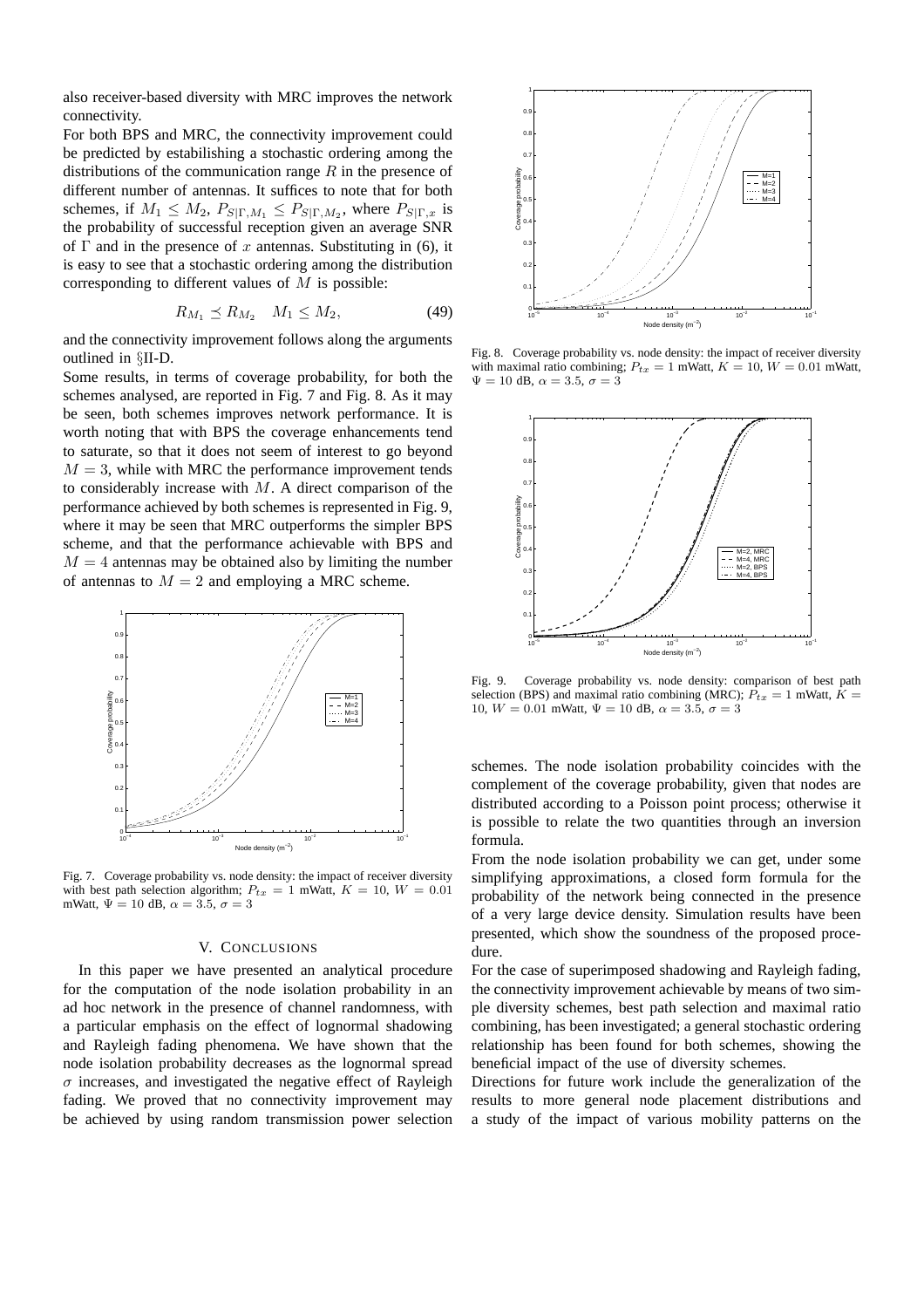also receiver-based diversity with MRC improves the network connectivity.

For both BPS and MRC, the connectivity improvement could be predicted by estabilishing a stochastic ordering among the distributions of the communication range $R$ in the presence of different number of antennas. It suffices to note that for both schemes, if $M_1 \leq M_2$, $P_{S|\Gamma,M_1} \leq P_{S|\Gamma,M_2}$, where $P_{S|\Gamma,x}$ is the probability of successful reception given an average SNR of $\Gamma$ and in the presence of $x$ antennas. Substituting in (6), it is easy to see that a stochastic ordering among the distribution corresponding to different values of $M$ is possible:

$$R_{M_1} \preceq R_{M_2} \quad M_1 \leq M_2, \tag{49}$$

and the connectivity improvement follows along the arguments outlined in §II-D.

Some results, in terms of coverage probability, for both the schemes analysed, are reported in Fig. 7 and Fig. 8. As it may be seen, both schemes improves network performance. It is worth noting that with BPS the coverage enhancements tend to saturate, so that it does not seem of interest to go beyond $M = 3$, while with MRC the performance improvement tends to considerably increase with $M$. A direct comparison of the performance achieved by both schemes is represented in Fig. 9, where it may be seen that MRC outperforms the simpler BPS scheme, and that the performance achievable with BPS and $M = 4$ antennas may be obtained also by limiting the number of antennas to $M = 2$ and employing a MRC scheme.

Fig. 7. Coverage probability vs. node density: the impact of receiver diversity with best path selection algorithm; $P_{tx} = 1$ mWatt, $K = 10$, $W = 0.01$ mWatt, $\Psi = 10$ dB, $\alpha = 3.5$, $\sigma = 3$

Fig. 8. Coverage probability vs. node density: the impact of receiver diversity with maximal ratio combining; $P_{tx} = 1$ mWatt, $K = 10$, $W = 0.01$ mWatt, $\Psi = 10$ dB, $\alpha = 3.5$, $\sigma = 3$

Fig. 9. Coverage probability vs. node density: comparison of best path selection (BPS) and maximal ratio combining (MRC); $P_{tx} = 1$ mWatt, $K = 10$, $W = 0.01$ mWatt, $\Psi = 10$ dB, $\alpha = 3.5$, $\sigma = 3$

## V. Conclusions

In this paper we have presented an analytical procedure for the computation of the node isolation probability in an ad hoc network in the presence of channel randomness, with a particular emphasis on the effect of lognormal shadowing and Rayleigh fading phenomena. We have shown that the node isolation probability decreases as the lognormal spread $\sigma$ increases, and investigated the negative effect of Rayleigh fading. We proved that no connectivity improvement may be achieved by using random transmission power selection schemes. The node isolation probability coincides with the complement of the coverage probability, given that nodes are distributed according to a Poisson point process; otherwise it is possible to relate the two quantities through an inversion formula.

From the node isolation probability we can get, under some simplifying approximations, a closed form formula for the probability of the network being connected in the presence of a very large device density. Simulation results have been presented, which show the soundness of the proposed procedure.

For the case of superimposed shadowing and Rayleigh fading, the connectivity improvement achievable by means of two simple diversity schemes, best path selection and maximal ratio combining, has been investigated; a general stochastic ordering relationship has been found for both schemes, showing the beneficial impact of the use of diversity schemes.

Directions for future work include the generalization of the results to more general node placement distributions and a study of the impact of various mobility patterns on the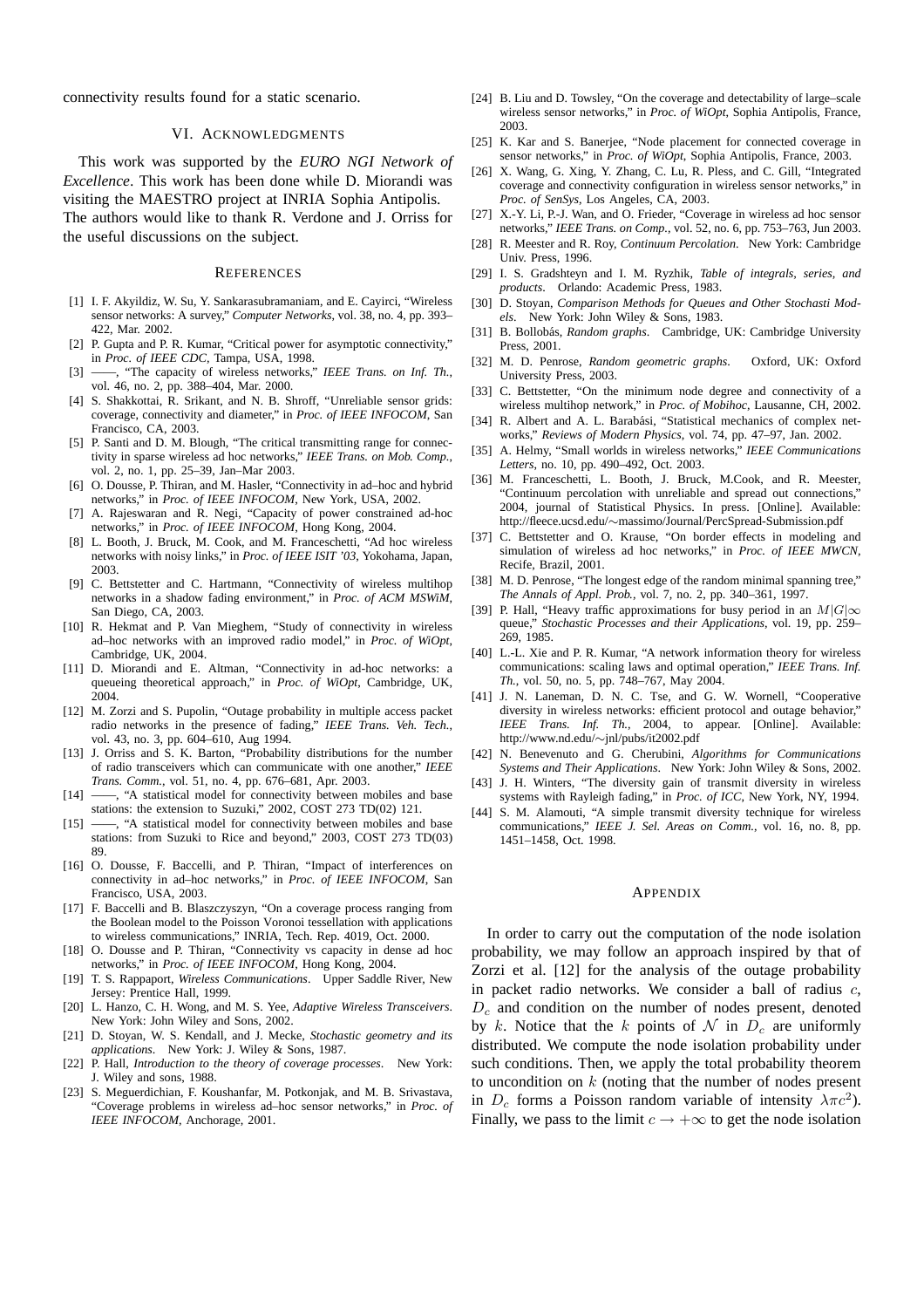connectivity results found for a static scenario.

## VI. Acknowledgments

This work was supported by the *EURO NGI Network of Excellence*. This work has been done while D. Miorandi was visiting the MAESTRO project at INRIA Sophia Antipolis. The authors would like to thank R. Verdone and J. Orriss for the useful discussions on the subject.

## References

[1] I. F. Akyildiz, W. Su, Y. Sankarasubramaniam, and E. Cayirci, "Wireless sensor networks: A survey," *Computer Networks*, vol. 38, no. 4, pp. 393–422, Mar. 2002.

[2] P. Gupta and P. R. Kumar, "Critical power for asymptotic connectivity," in *Proc. of IEEE CDC*, Tampa, USA, 1998.

[3] ——, "The capacity of wireless networks," *IEEE Trans. on Inf. Th.*, vol. 46, no. 2, pp. 388–404, Mar. 2000.

[4] S. Shakkottai, R. Srikant, and N. B. Shroff, "Unreliable sensor grids: coverage, connectivity and diameter," in *Proc. of IEEE INFOCOM*, San Francisco, CA, 2003.

[5] P. Santi and D. M. Blough, "The critical transmitting range for connectivity in sparse wireless ad hoc networks," *IEEE Trans. on Mob. Comp.*, vol. 2, no. 1, pp. 25–39, Jan–Mar 2003.

[6] O. Dousse, P. Thiran, and M. Hasler, "Connectivity in ad–hoc and hybrid networks," in *Proc. of IEEE INFOCOM*, New York, USA, 2002.

[7] A. Rajeswaran and R. Negi, "Capacity of power constrained ad-hoc networks," in *Proc. of IEEE INFOCOM*, Hong Kong, 2004.

[8] L. Booth, J. Bruck, M. Cook, and M. Franceschetti, "Ad hoc wireless networks with noisy links," in *Proc. of IEEE ISIT '03*, Yokohama, Japan, 2003.

[9] C. Bettstetter and C. Hartmann, "Connectivity of wireless multihop networks in a shadow fading environment," in *Proc. of ACM MSWiM*, San Diego, CA, 2003.

[10] R. Hekmat and P. Van Mieghem, "Study of connectivity in wireless ad–hoc networks with an improved radio model," in *Proc. of WiOpt*, Cambridge, UK, 2004.

[11] D. Miorandi and E. Altman, "Connectivity in ad-hoc networks: a queueing theoretical approach," in *Proc. of WiOpt*, Cambridge, UK, 2004.

[12] M. Zorzi and S. Pupolin, "Outage probability in multiple access packet radio networks in the presence of fading," *IEEE Trans. Veh. Tech.*, vol. 43, no. 3, pp. 604–610, Aug 1994.

[13] J. Orriss and S. K. Barton, "Probability distributions for the number of radio transceivers which can communicate with one another," *IEEE Trans. Comm.*, vol. 51, no. 4, pp. 676–681, Apr. 2003.

[14] ——, "A statistical model for connectivity between mobiles and base stations: the extension to Suzuki," 2002, COST 273 TD(02) 121.

[15] ——, "A statistical model for connectivity between mobiles and base stations: from Suzuki to Rice and beyond," 2003, COST 273 TD(03) 89.

[16] O. Dousse, F. Baccelli, and P. Thiran, "Impact of interferences on connectivity in ad–hoc networks," in *Proc. of IEEE INFOCOM*, San Francisco, USA, 2003.

[17] F. Baccelli and B. Blaszczyszyn, "On a coverage process ranging from the Boolean model to the Poisson Voronoi tessellation with applications to wireless communications," INRIA, Tech. Rep. 4019, Oct. 2000.

[18] O. Dousse and P. Thiran, "Connectivity vs capacity in dense ad hoc networks," in *Proc. of IEEE INFOCOM*, Hong Kong, 2004.

[19] T. S. Rappaport, *Wireless Communications*. Upper Saddle River, New Jersey: Prentice Hall, 1999.

[20] L. Hanzo, C. H. Wong, and M. S. Yee, *Adaptive Wireless Transceivers*. New York: John Wiley and Sons, 2002.

[21] D. Stoyan, W. S. Kendall, and J. Mecke, *Stochastic geometry and its applications*. New York: J. Wiley and Sons, 1987.

[22] P. Hall, *Introduction to the theory of coverage processes*. New York: J. Wiley and sons, 1988.

[23] S. Meguerdichian, F. Koushanfar, M. Potkonjak, and M. B. Srivastava, "Coverage problems in wireless ad–hoc sensor networks," in *Proc. of IEEE INFOCOM*, Anchorage, 2001.

[24] B. Liu and D. Towsley, "On the coverage and detectability of large–scale wireless sensor networks," in *Proc. of WiOpt*, Sophia Antipolis, France, 2003.

[25] K. Kar and S. Banerjee, "Node placement for connected coverage in sensor networks," in *Proc. of WiOpt*, Sophia Antipolis, France, 2003.

[26] X. Wang, G. Xing, Y. Zhang, C. Lu, R. Pless, and C. Gill, "Integrated coverage and connectivity configuration in wireless sensor networks," in *Proc. of SenSys*, Los Angeles, CA, 2003.

[27] X.-Y. Li, P.-J. Wan, and O. Frieder, "Coverage in wireless ad hoc sensor networks," *IEEE Trans. on Comp.*, vol. 52, no. 6, pp. 753–763, Jun 2003.

[28] R. Meester and R. Roy, *Continuum Percolation*. New York: Cambridge Univ. Press, 1996.

[29] I. S. Gradshteyn and I. M. Ryzhik, *Table of integrals, series, and products*. Orlando: Academic Press, 1983.

[30] D. Stoyan, *Comparison Methods for Queues and Other Stochasti Models*. New York: John Wiley & Sons, 1983.

[31] B. Bollobás, *Random graphs*. Cambridge, UK: Cambridge University Press, 2001.

[32] M. D. Penrose, *Random geometric graphs*. Oxford, UK: Oxford University Press, 2003.

[33] C. Bettstetter, "On the minimum node degree and connectivity of a wireless multihop network," in *Proc. of Mobihoc*, Lausanne, CH, 2002.

[34] R. Albert and A. L. Barabási, "Statistical mechanics of complex networks," *Reviews of Modern Physics*, vol. 74, pp. 47–97, Jan. 2002.

[35] A. Helmy, "Small worlds in wireless networks," *IEEE Communications Letters*, no. 10, pp. 490–492, Oct. 2003.

[36] M. Franceschetti, L. Booth, J. Bruck, M.Cook, and R. Meester, "Continuum percolation with unreliable and spread out connections," 2004, journal of Statistical Physics. In press. [Online]. Available: http://fleece.ucsd.edu/∼massimo/Journal/PercSpread-Submission.pdf

[37] C. Bettstetter and O. Krause, "On border effects in modeling and simulation of wireless ad hoc networks," in *Proc. of IEEE MWCN*, Recife, Brazil, 2001.

[38] M. D. Penrose, "The longest edge of the random minimal spanning tree," *The Annals of Appl. Prob.*, vol. 7, no. 2, pp. 340–361, 1997.

[39] P. Hall, "Heavy traffic approximations for busy period in an $M|G|\infty$ queue," *Stochastic Processes and their Applications*, vol. 19, pp. 259–269, 1985.

[40] L.-L. Xie and P. R. Kumar, "A network information theory for wireless communications: scaling laws and optimal operation," *IEEE Trans. Inf. Th.*, vol. 50, no. 5, pp. 748–767, May 2004.

[41] J. N. Laneman, D. N. C. Tse, and G. W. Wornell, "Cooperative diversity in wireless networks: efficient protocol and outage behavior," *IEEE Trans. Inf. Th.*, 2004, to appear. [Online]. Available: http://www.nd.edu/∼jnl/pubs/it2002.pdf

[42] N. Benevenuto and G. Cherubini, *Algorithms for Communications Systems and Their Applications*. New York: John Wiley & Sons, 2002.

[43] J. H. Winters, "The diversity gain of transmit diversity in wireless systems with Rayleigh fading," in *Proc. of ICC*, New York, NY, 1994.

[44] S. M. Alamouti, "A simple transmit diversity technique for wireless communications," *IEEE J. Sel. Areas on Comm.*, vol. 16, no. 8, pp. 1451–1458, Oct. 1998.

## Appendix

In order to carry out the computation of the node isolation probability, we may follow an approach inspired by that of Zorzi et al. [12] for the analysis of the outage probability in packet radio networks. We consider a ball of radius $c$, $D_c$ and condition on the number of nodes present, denoted by $k$. Notice that the $k$ points of $\mathcal{N}$ in $D_c$ are uniformly distributed. We compute the node isolation probability under such conditions. Then, we apply the total probability theorem to uncondition on $k$ (noting that the number of nodes present in $D_c$ forms a Poisson random variable of intensity $\lambda\pi c^2$). Finally, we pass to the limit $c \to +\infty$ to get the node isolation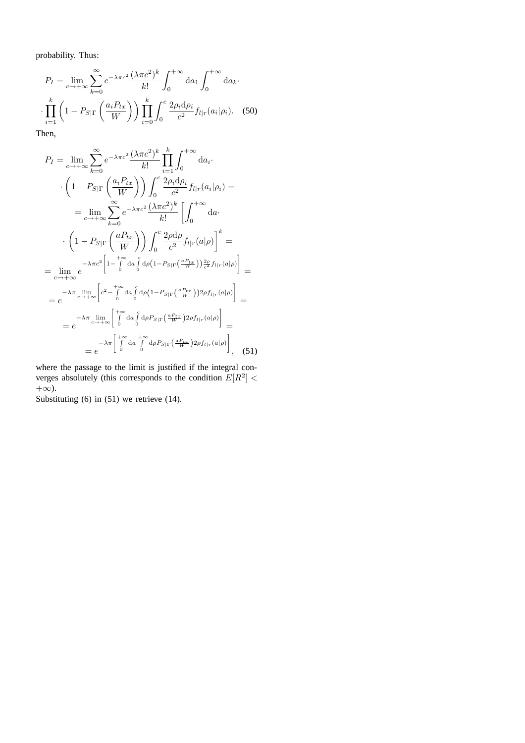probability. Thus:

$$P_I = \lim_{c\to+\infty} \sum_{k=0}^{\infty} e^{-\lambda\pi c^2} \frac{(\lambda\pi c^2)^k}{k!} \int_0^{+\infty} \mathrm{d}a_1 \int_0^{+\infty} \mathrm{d}a_k \cdot$$
$$\cdot \prod_{i=1}^{k} \left(1 - P_{S|\Gamma}\left(\frac{a_i P_{tx}}{W}\right)\right) \prod_{i=0}^{k} \int_0^c \frac{2\rho_i \mathrm{d}\rho_i}{c^2} f_{l|r}(a_i|\rho_i). \quad (50)$$

Then,

$$\begin{aligned}
P_I &= \lim_{c\to+\infty} \sum_{k=0}^{\infty} e^{-\lambda\pi c^2} \frac{(\lambda\pi c^2)^k}{k!} \prod_{i=1}^{k} \int_0^{+\infty} \mathrm{d}a_i \cdot \\
&\quad \cdot \left(1 - P_{S|\Gamma}\left(\frac{a_i P_{tx}}{W}\right)\right) \int_0^c \frac{2\rho_i \mathrm{d}\rho_i}{c^2} f_{l|r}(a_i|\rho_i) = \\
&= \lim_{c\to+\infty} \sum_{k=0}^{\infty} e^{-\lambda\pi c^2} \frac{(\lambda\pi c^2)^k}{k!} \left[\int_0^{+\infty} \mathrm{d}a \cdot \right. \\
&\quad \left. \cdot \left(1 - P_{S|\Gamma}\left(\frac{a P_{tx}}{W}\right)\right) \int_0^c \frac{2\rho \mathrm{d}\rho}{c^2} f_{l|r}(a|\rho)\right]^k = \\
&= \lim_{c\to+\infty} e^{-\lambda\pi c^2 \left[1 - \int_0^{+\infty} \mathrm{d}a \int_0^c \mathrm{d}\rho \left(1 - P_{S|\Gamma}\left(\frac{a P_{tx}}{W}\right)\right) \frac{2\rho}{c^2} f_{l|r}(a|\rho)\right]} = \\
&= e^{-\lambda\pi \lim_{c\to+\infty} \left[c^2 - \int_0^{+\infty} \mathrm{d}a \int_0^c \mathrm{d}\rho \left(1 - P_{S|\Gamma}\left(\frac{a P_{tx}}{W}\right)\right) 2\rho f_{l|r}(a|\rho)\right]} = \\
&= e^{-\lambda\pi \lim_{c\to+\infty} \left[\int_0^{+\infty} \mathrm{d}a \int_0^c \mathrm{d}\rho P_{S|\Gamma}\left(\frac{a P_{tx}}{W}\right) 2\rho f_{l|r}(a|\rho)\right]} = \\
&= e^{-\lambda\pi \left[\int_0^{+\infty} \mathrm{d}a \int_0^{+\infty} \mathrm{d}\rho P_{S|\Gamma}\left(\frac{a P_{tx}}{W}\right) 2\rho f_{l|r}(a|\rho)\right]}, \quad (51)
\end{aligned}$$

where the passage to the limit is justified if the integral converges absolutely (this corresponds to the condition $E[R^2] < +\infty$).

Substituting (6) in (51) we retrieve (14).